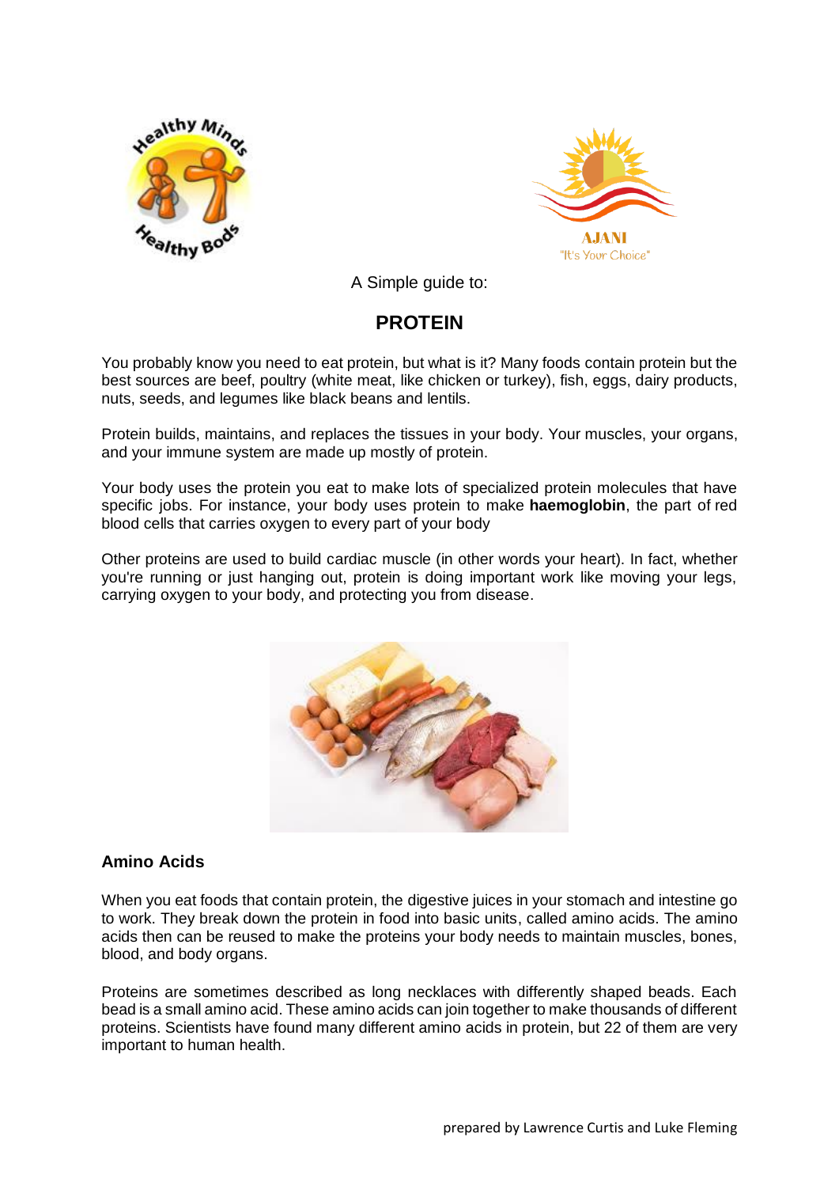A Simple guide to:

# PROTEIN

You probably know you need to eat protein, but what is it? Many foods contain protein but the best sources are beef, poultry (white meat, like chicken or turkey), fish, eggs, dairy products, nuts, seeds, and legumes like black beans and lentils.

Protein builds, maintains, and replaces the tissues in your body. Your muscles, your organs, and your immune system are made up mostly of protein.

Your body uses the protein you eat to make lots of specialized protein molecules that have specific jobs. For instance, your body uses protein to make **haemoglobin**, the part of red blood cells that carries oxygen to every part of your body

Other proteins are used to build cardiac muscle (in other words your heart). In fact, whether you're running or just hanging out, protein is doing important work like moving your legs, carrying oxygen to your body, and protecting you from disease.

## Amino Acids

When you eat foods that contain protein, the digestive juices in your stomach and intestine go to work. They break down the protein in food into basic units, called amino acids. The amino acids then can be reused to make the proteins your body needs to maintain muscles, bones, blood, and body organs.

Proteins are sometimes described as long necklaces with differently shaped beads. Each bead is a small amino acid. These amino acids can join together to make thousands of different proteins. Scientists have found many different amino acids in protein, but 22 of them are very important to human health.

prepared by Lawrence Curtis and Luke Fleming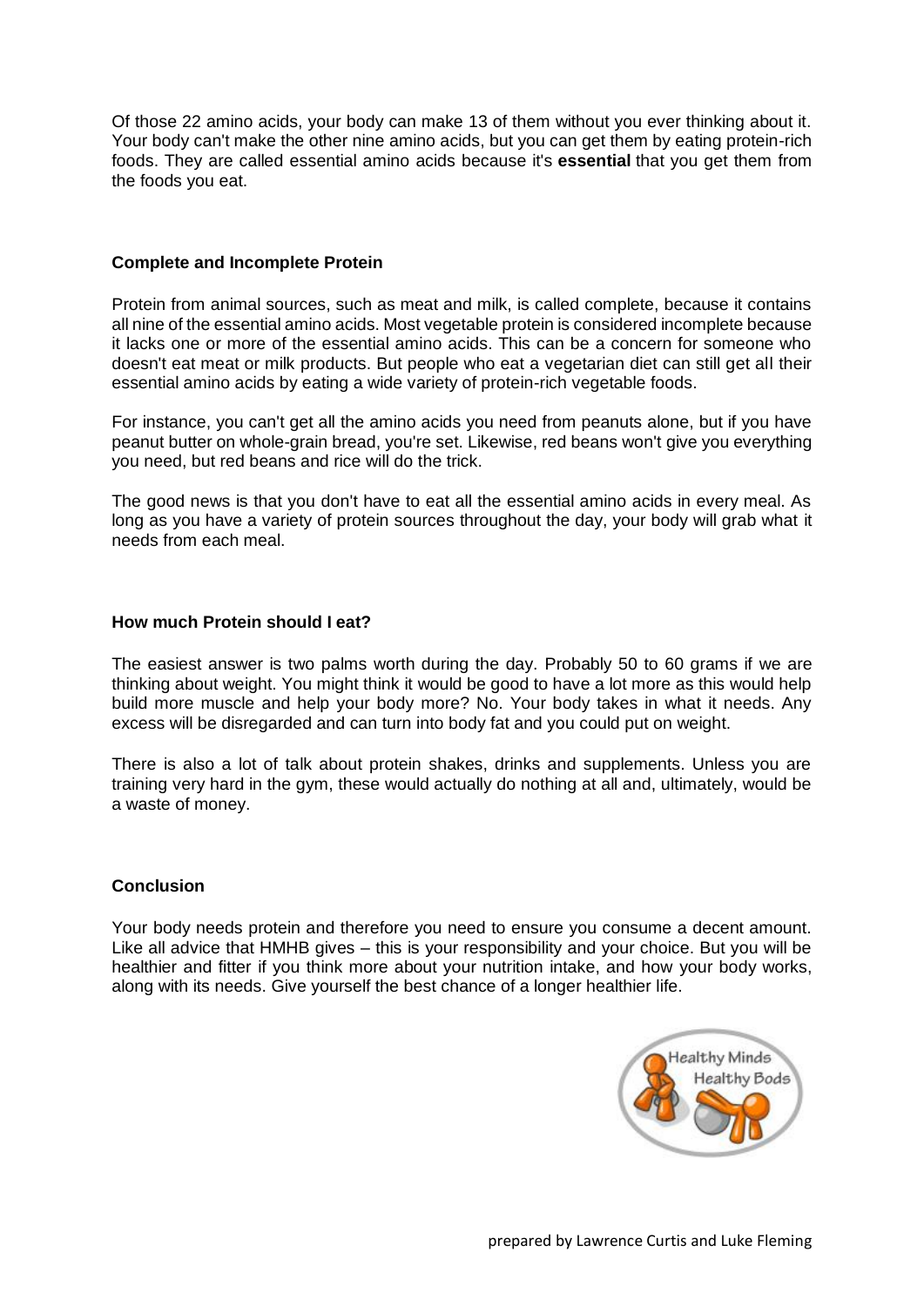Of those 22 amino acids, your body can make 13 of them without you ever thinking about it. Your body can't make the other nine amino acids, but you can get them by eating protein-rich foods. They are called essential amino acids because it's **essential** that you get them from the foods you eat.

## Complete and Incomplete Protein

Protein from animal sources, such as meat and milk, is called complete, because it contains all nine of the essential amino acids. Most vegetable protein is considered incomplete because it lacks one or more of the essential amino acids. This can be a concern for someone who doesn't eat meat or milk products. But people who eat a vegetarian diet can still get all their essential amino acids by eating a wide variety of protein-rich vegetable foods.

For instance, you can't get all the amino acids you need from peanuts alone, but if you have peanut butter on whole-grain bread, you're set. Likewise, red beans won't give you everything you need, but red beans and rice will do the trick.

The good news is that you don't have to eat all the essential amino acids in every meal. As long as you have a variety of protein sources throughout the day, your body will grab what it needs from each meal.

## How much Protein should I eat?

The easiest answer is two palms worth during the day. Probably 50 to 60 grams if we are thinking about weight. You might think it would be good to have a lot more as this would help build more muscle and help your body more? No. Your body takes in what it needs. Any excess will be disregarded and can turn into body fat and you could put on weight.

There is also a lot of talk about protein shakes, drinks and supplements. Unless you are training very hard in the gym, these would actually do nothing at all and, ultimately, would be a waste of money.

## Conclusion

Your body needs protein and therefore you need to ensure you consume a decent amount. Like all advice that HMHB gives – this is your responsibility and your choice. But you will be healthier and fitter if you think more about your nutrition intake, and how your body works, along with its needs. Give yourself the best chance of a longer healthier life.

Healthy Minds Healthy Bods

prepared by Lawrence Curtis and Luke Fleming